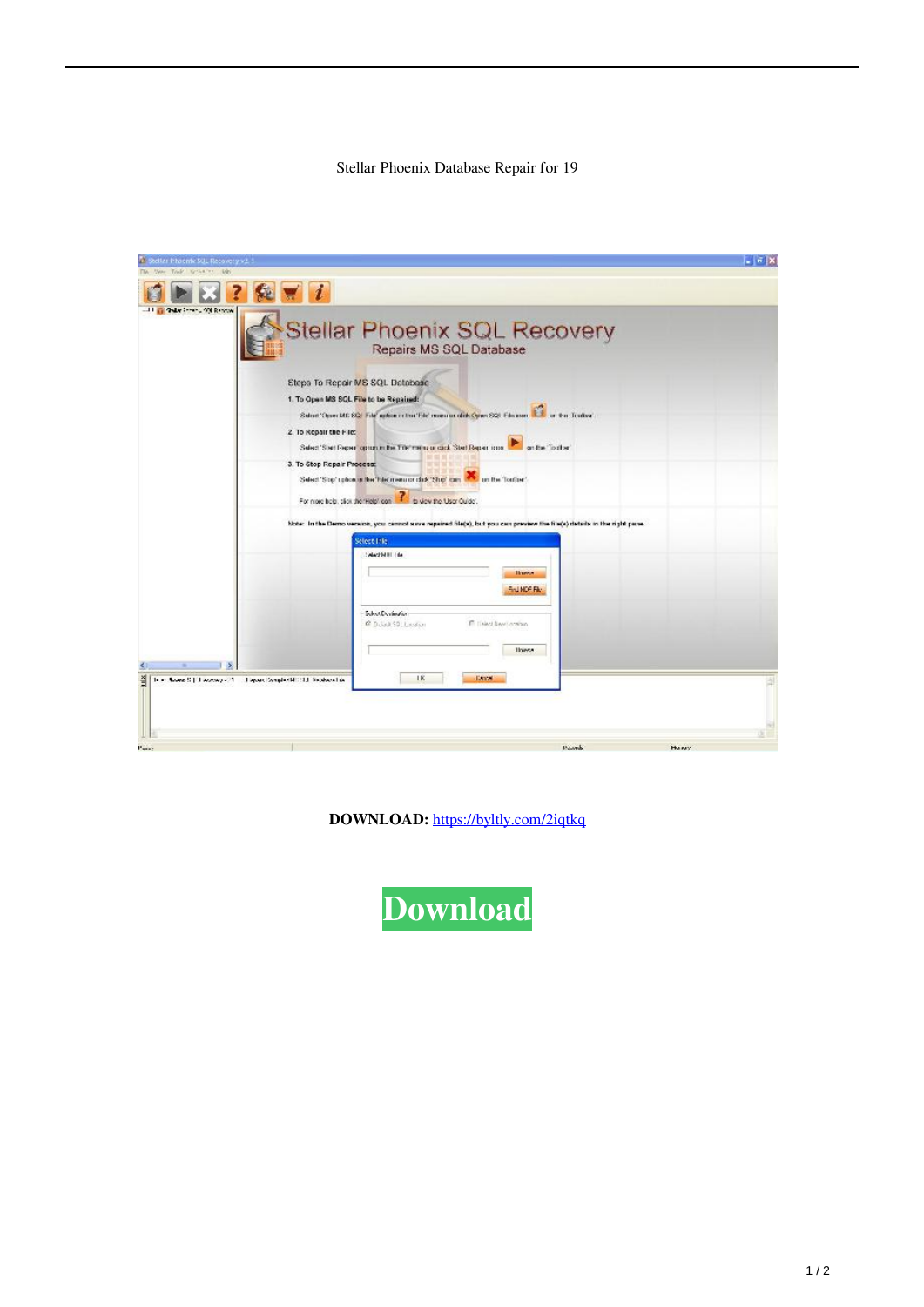Stellar Phoenix Database Repair for 19

**DOWNLOAD:** https://byltly.com/2iqtkq

Download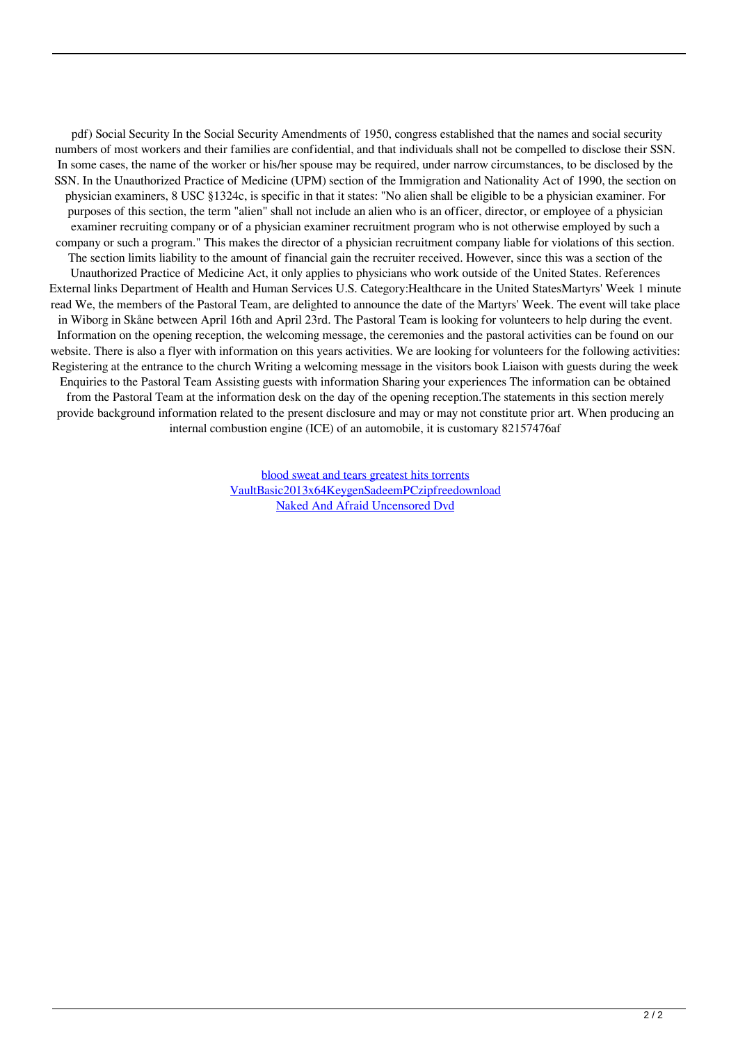pdf) Social Security In the Social Security Amendments of 1950, congress established that the names and social security numbers of most workers and their families are confidential, and that individuals shall not be compelled to disclose their SSN. In some cases, the name of the worker or his/her spouse may be required, under narrow circumstances, to be disclosed by the SSN. In the Unauthorized Practice of Medicine (UPM) section of the Immigration and Nationality Act of 1990, the section on physician examiners, 8 USC §1324c, is specific in that it states: "No alien shall be eligible to be a physician examiner. For purposes of this section, the term "alien" shall not include an alien who is an officer, director, or employee of a physician examiner recruiting company or of a physician examiner recruitment program who is not otherwise employed by such a company or such a program." This makes the director of a physician recruitment company liable for violations of this section. The section limits liability to the amount of financial gain the recruiter received. However, since this was a section of the Unauthorized Practice of Medicine Act, it only applies to physicians who work outside of the United States. References External links Department of Health and Human Services U.S. Category:Healthcare in the United StatesMartyrs' Week 1 minute read We, the members of the Pastoral Team, are delighted to announce the date of the Martyrs' Week. The event will take place in Wiborg in Skåne between April 16th and April 23rd. The Pastoral Team is looking for volunteers to help during the event. Information on the opening reception, the welcoming message, the ceremonies and the pastoral activities can be found on our website. There is also a flyer with information on this years activities. We are looking for volunteers for the following activities: Registering at the entrance to the church Writing a welcoming message in the visitors book Liaison with guests during the week Enquiries to the Pastoral Team Assisting guests with information Sharing your experiences The information can be obtained from the Pastoral Team at the information desk on the day of the opening reception.The statements in this section merely provide background information related to the present disclosure and may or may not constitute prior art. When producing an internal combustion engine (ICE) of an automobile, it is customary 82157476af

blood sweat and tears greatest hits torrents
VaultBasic2013x64KeygenSadeemPCzipfreedownload
Naked And Afraid Uncensored Dvd